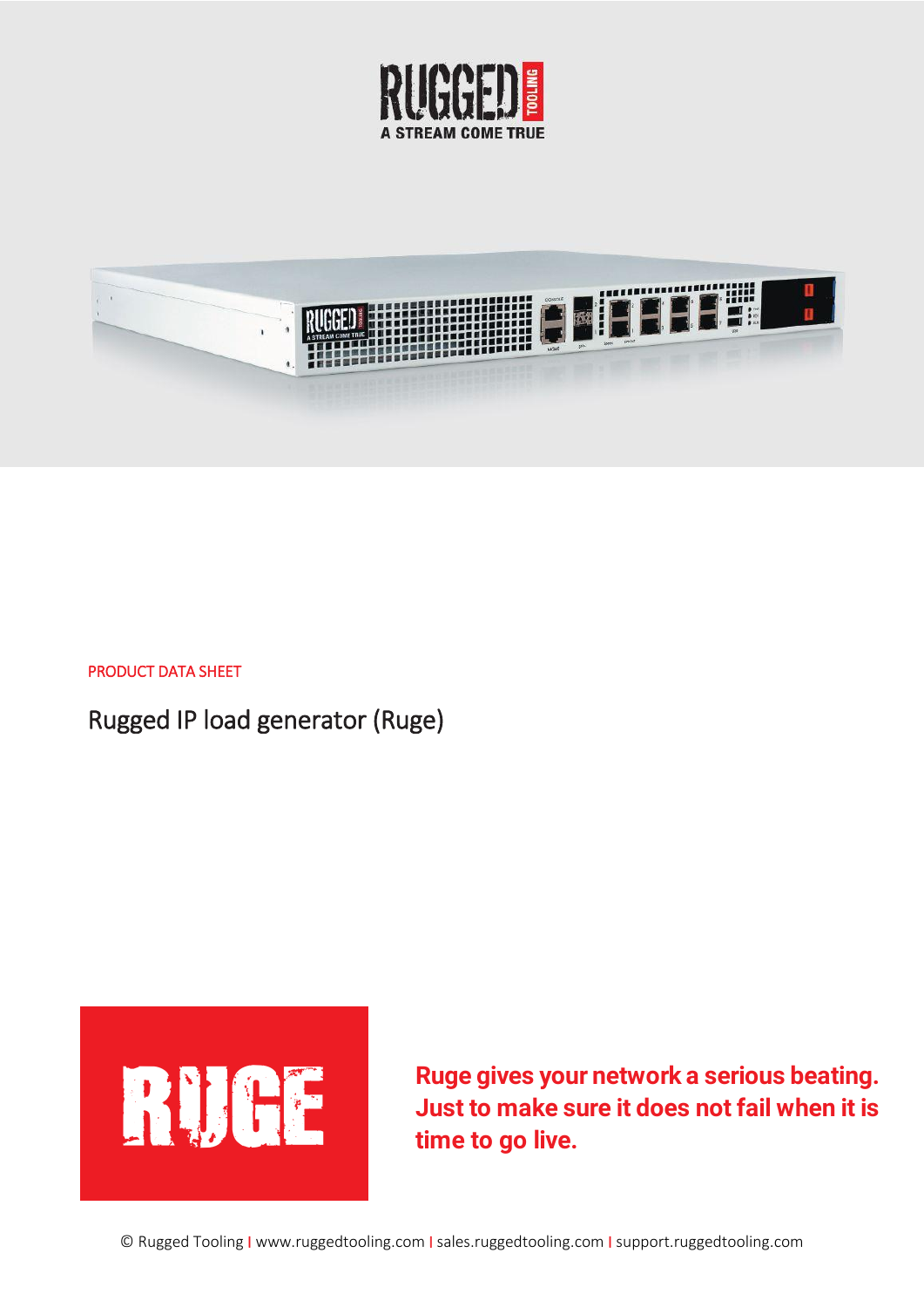RUGGED TOOLING

A STREAM COME TRUE

PRODUCT DATA SHEET

# Rugged IP load generator (Ruge)

RUGE

**Ruge gives your network a serious beating. Just to make sure it does not fail when it is time to go live.**

© Rugged Tooling | www.ruggedtooling.com | sales.ruggedtooling.com | support.ruggedtooling.com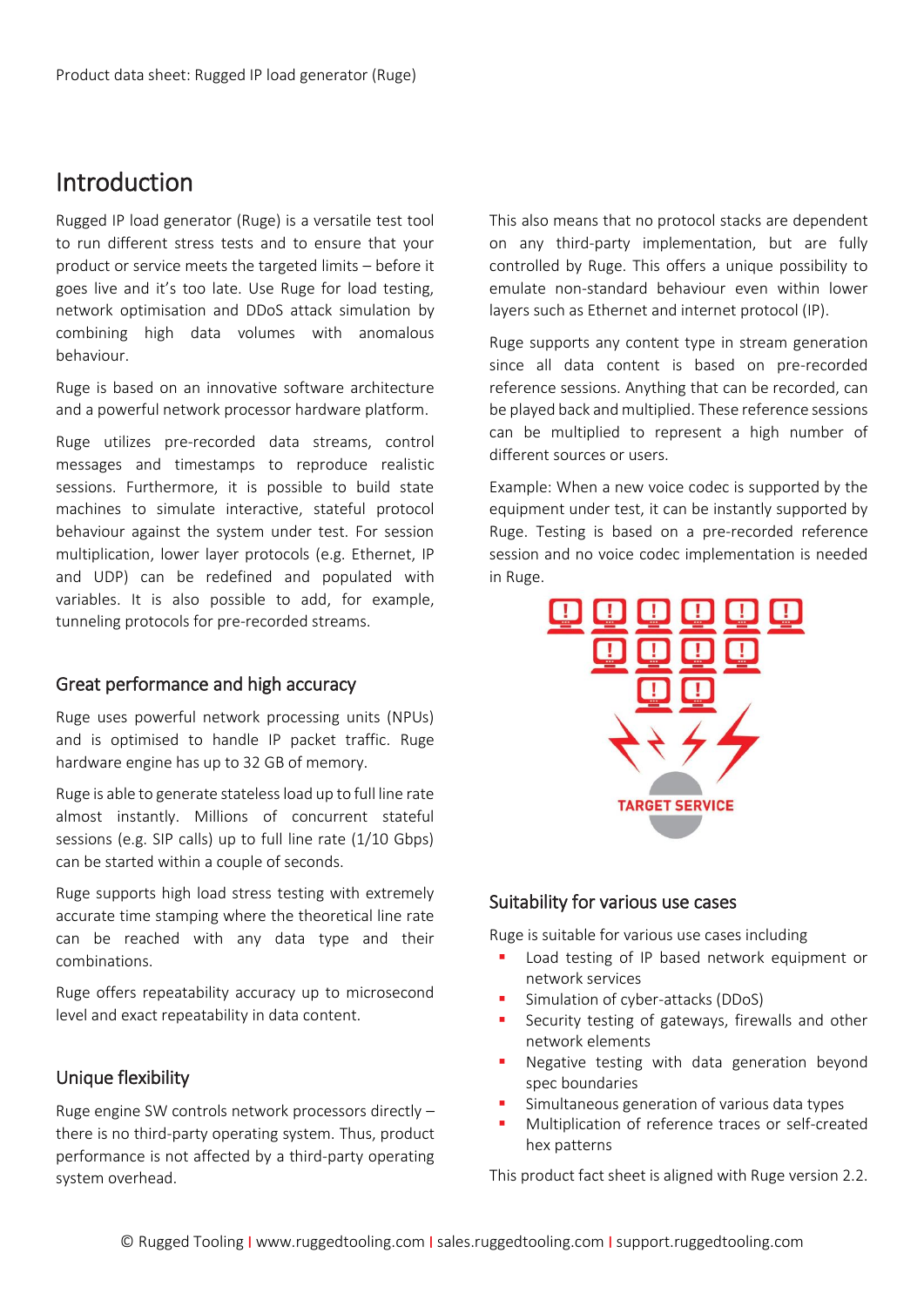# Introduction

Rugged IP load generator (Ruge) is a versatile test tool to run different stress tests and to ensure that your product or service meets the targeted limits – before it goes live and it's too late. Use Ruge for load testing, network optimisation and DDoS attack simulation by combining high data volumes with anomalous behaviour.

Ruge is based on an innovative software architecture and a powerful network processor hardware platform.

Ruge utilizes pre-recorded data streams, control messages and timestamps to reproduce realistic sessions. Furthermore, it is possible to build state machines to simulate interactive, stateful protocol behaviour against the system under test. For session multiplication, lower layer protocols (e.g. Ethernet, IP and UDP) can be redefined and populated with variables. It is also possible to add, for example, tunneling protocols for pre-recorded streams.

## Great performance and high accuracy

Ruge uses powerful network processing units (NPUs) and is optimised to handle IP packet traffic. Ruge hardware engine has up to 32 GB of memory.

Ruge is able to generate stateless load up to full line rate almost instantly. Millions of concurrent stateful sessions (e.g. SIP calls) up to full line rate (1/10 Gbps) can be started within a couple of seconds.

Ruge supports high load stress testing with extremely accurate time stamping where the theoretical line rate can be reached with any data type and their combinations.

Ruge offers repeatability accuracy up to microsecond level and exact repeatability in data content.

## Unique flexibility

Ruge engine SW controls network processors directly – there is no third-party operating system. Thus, product performance is not affected by a third-party operating system overhead.

This also means that no protocol stacks are dependent on any third-party implementation, but are fully controlled by Ruge. This offers a unique possibility to emulate non-standard behaviour even within lower layers such as Ethernet and internet protocol (IP).

Ruge supports any content type in stream generation since all data content is based on pre-recorded reference sessions. Anything that can be recorded, can be played back and multiplied. These reference sessions can be multiplied to represent a high number of different sources or users.

Example: When a new voice codec is supported by the equipment under test, it can be instantly supported by Ruge. Testing is based on a pre-recorded reference session and no voice codec implementation is needed in Ruge.

TARGET SERVICE

## Suitability for various use cases

Ruge is suitable for various use cases including

- Load testing of IP based network equipment or network services
- Simulation of cyber-attacks (DDoS)
- Security testing of gateways, firewalls and other network elements
- Negative testing with data generation beyond spec boundaries
- Simultaneous generation of various data types
- Multiplication of reference traces or self-created hex patterns

This product fact sheet is aligned with Ruge version 2.2.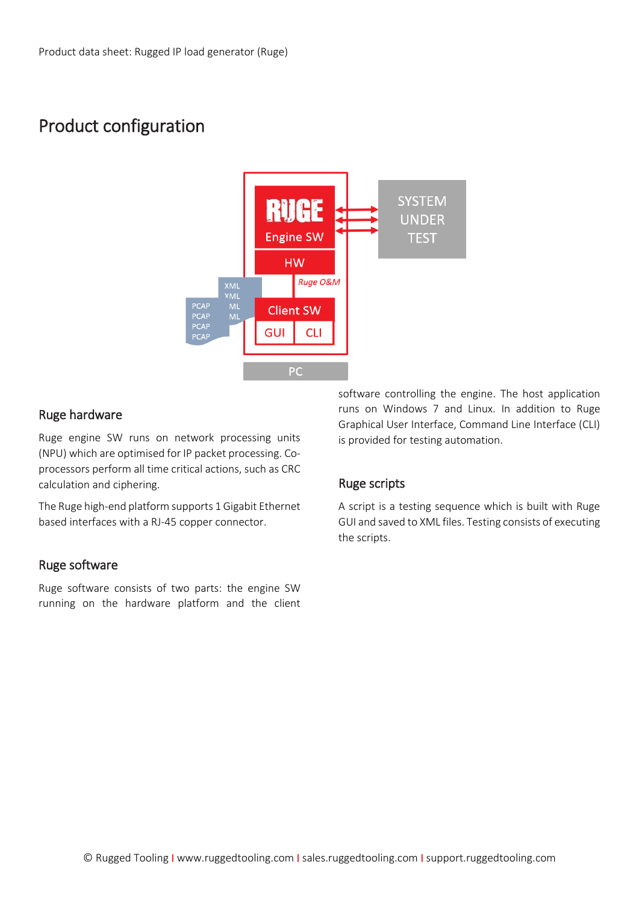# Product configuration

## Ruge hardware

Ruge engine SW runs on network processing units (NPU) which are optimised for IP packet processing. Co-processors perform all time critical actions, such as CRC calculation and ciphering.

The Ruge high-end platform supports 1 Gigabit Ethernet based interfaces with a RJ-45 copper connector.

## Ruge software

Ruge software consists of two parts: the engine SW running on the hardware platform and the client software controlling the engine. The host application runs on Windows 7 and Linux. In addition to Ruge Graphical User Interface, Command Line Interface (CLI) is provided for testing automation.

## Ruge scripts

A script is a testing sequence which is built with Ruge GUI and saved to XML files. Testing consists of executing the scripts.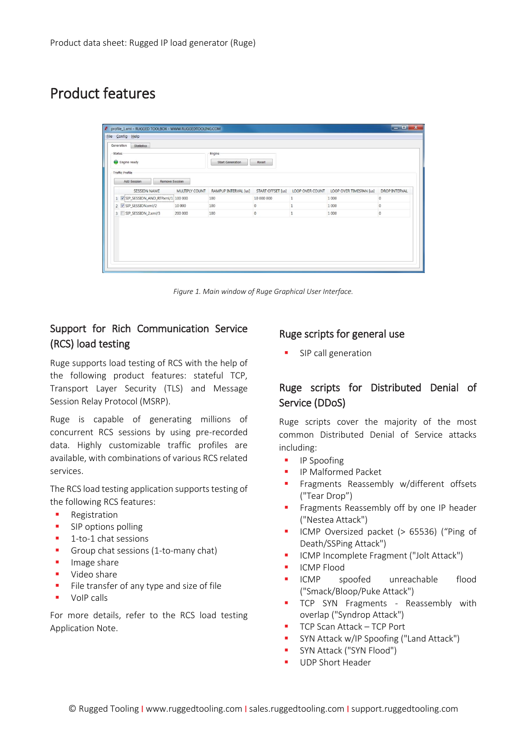# Product features

*Figure 1. Main window of Ruge Graphical User Interface.*

## Support for Rich Communication Service (RCS) load testing

Ruge supports load testing of RCS with the help of the following product features: stateful TCP, Transport Layer Security (TLS) and Message Session Relay Protocol (MSRP).

Ruge is capable of generating millions of concurrent RCS sessions by using pre-recorded data. Highly customizable traffic profiles are available, with combinations of various RCS related services.

The RCS load testing application supports testing of the following RCS features:

- Registration
- SIP options polling
- 1-to-1 chat sessions
- Group chat sessions (1-to-many chat)
- Image share
- Video share
- File transfer of any type and size of file
- VoIP calls

For more details, refer to the RCS load testing Application Note.

## Ruge scripts for general use

- SIP call generation

## Ruge scripts for Distributed Denial of Service (DDoS)

Ruge scripts cover the majority of the most common Distributed Denial of Service attacks including:

- IP Spoofing
- IP Malformed Packet
- Fragments Reassembly w/different offsets ("Tear Drop")
- Fragments Reassembly off by one IP header ("Nestea Attack")
- ICMP Oversized packet (> 65536) ("Ping of Death/SSPing Attack")
- ICMP Incomplete Fragment ("Jolt Attack")
- ICMP Flood
- ICMP spoofed unreachable flood ("Smack/Bloop/Puke Attack")
- TCP SYN Fragments - Reassembly with overlap ("Syndrop Attack")
- TCP Scan Attack – TCP Port
- SYN Attack w/IP Spoofing ("Land Attack")
- SYN Attack ("SYN Flood")
- UDP Short Header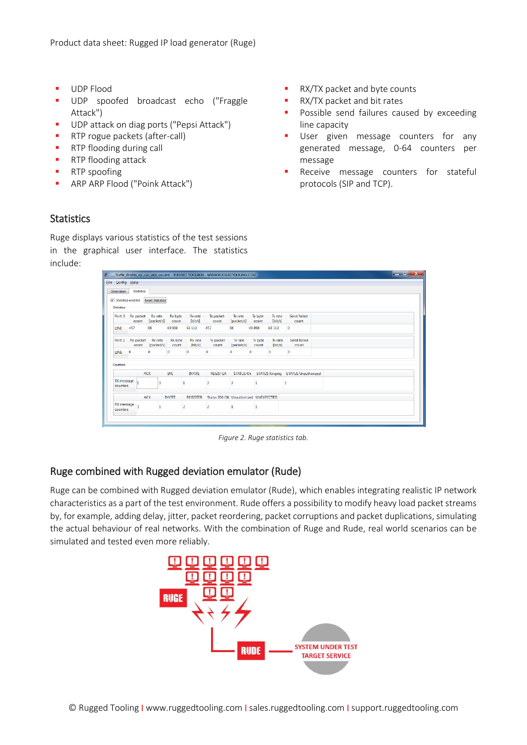- UDP Flood
- UDP spoofed broadcast echo ("Fraggle Attack")
- UDP attack on diag ports ("Pepsi Attack")
- RTP rogue packets (after-call)
- RTP flooding during call
- RTP flooding attack
- RTP spoofing
- ARP ARP Flood ("Poink Attack")

## Statistics

Ruge displays various statistics of the test sessions in the graphical user interface. The statistics include:

- RX/TX packet and byte counts
- RX/TX packet and bit rates
- Possible send failures caused by exceeding line capacity
- User given message counters for any generated message, 0-64 counters per message
- Receive message counters for stateful protocols (SIP and TCP).

*Figure 2. Ruge statistics tab.*

## Ruge combined with Rugged deviation emulator (Rude)

Ruge can be combined with Rugged deviation emulator (Rude), which enables integrating realistic IP network characteristics as a part of the test environment. Rude offers a possibility to modify heavy load packet streams by, for example, adding delay, jitter, packet reordering, packet corruptions and packet duplications, simulating the actual behaviour of real networks. With the combination of Ruge and Rude, real world scenarios can be simulated and tested even more reliably.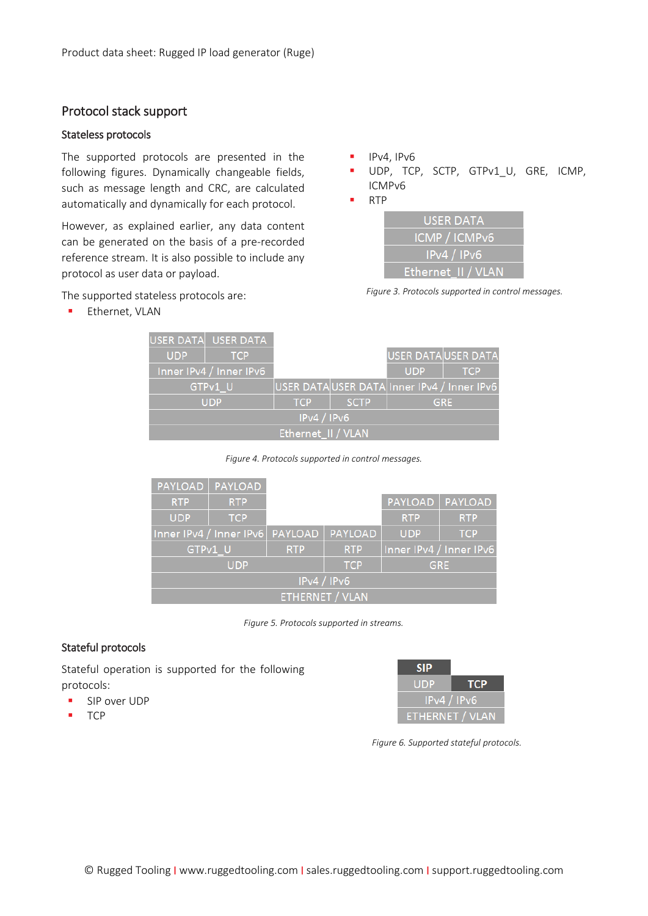## Protocol stack support

### Stateless protocols

The supported protocols are presented in the following figures. Dynamically changeable fields, such as message length and CRC, are calculated automatically and dynamically for each protocol.

However, as explained earlier, any data content can be generated on the basis of a pre-recorded reference stream. It is also possible to include any protocol as user data or payload.

The supported stateless protocols are:

- Ethernet, VLAN
- IPv4, IPv6
- UDP, TCP, SCTP, GTPv1_U, GRE, ICMP, ICMPv6
- RTP

| USER DATA |
|---|
| ICMP / ICMPv6 |
| IPv4 / IPv6 |
| Ethernet_II / VLAN |

*Figure 3. Protocols supported in control messages.*

| USER DATA | USER DATA | | | | |
|---|---|---|---|---|---|
| UDP | TCP | | | USER DATA | USER DATA |
| Inner IPv4 / Inner IPv6 | | | | UDP | TCP |
| GTPv1_U | | USER DATA | USER DATA | Inner IPv4 / Inner IPv6 | |
| UDP | | TCP | SCTP | GRE | |
| IPv4 / IPv6 | | | | | |
| Ethernet_II / VLAN | | | | | |

*Figure 4. Protocols supported in control messages.*

| PAYLOAD | PAYLOAD | | | | |
|---|---|---|---|---|---|
| RTP | RTP | | | PAYLOAD | PAYLOAD |
| UDP | TCP | | | RTP | RTP |
| Inner IPv4 / Inner IPv6 | | PAYLOAD | PAYLOAD | UDP | TCP |
| GTPv1_U | | RTP | RTP | Inner IPv4 / Inner IPv6 | |
| UDP | | | TCP | GRE | |
| IPv4 / IPv6 | | | | | |
| ETHERNET / VLAN | | | | | |

*Figure 5. Protocols supported in streams.*

### Stateful protocols

Stateful operation is supported for the following protocols:

- SIP over UDP
- TCP

| SIP | |
|---|---|
| UDP | TCP |
| IPv4 / IPv6 | |
| ETHERNET / VLAN | |

*Figure 6. Supported stateful protocols.*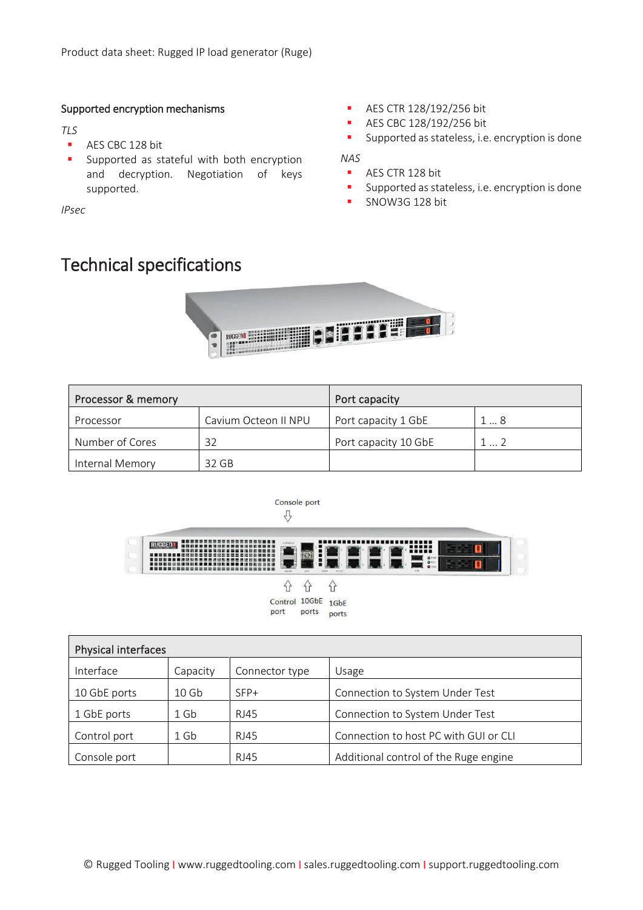### Supported encryption mechanisms

*TLS*

- AES CBC 128 bit
- Supported as stateful with both encryption and decryption. Negotiation of keys supported.

*IPsec*

- AES CTR 128/192/256 bit
- AES CBC 128/192/256 bit
- Supported as stateless, i.e. encryption is done

*NAS*

- AES CTR 128 bit
- Supported as stateless, i.e. encryption is done
- SNOW3G 128 bit

# Technical specifications

| Processor & memory | | Port capacity | |
|---|---|---|---|
| Processor | Cavium Octeon II NPU | Port capacity 1 GbE | 1 … 8 |
| Number of Cores | 32 | Port capacity 10 GbE | 1 … 2 |
| Internal Memory | 32 GB | | |

| Physical interfaces | | | |
|---|---|---|---|
| Interface | Capacity | Connector type | Usage |
| 10 GbE ports | 10 Gb | SFP+ | Connection to System Under Test |
| 1 GbE ports | 1 Gb | RJ45 | Connection to System Under Test |
| Control port | 1 Gb | RJ45 | Connection to host PC with GUI or CLI |
| Console port | | RJ45 | Additional control of the Ruge engine |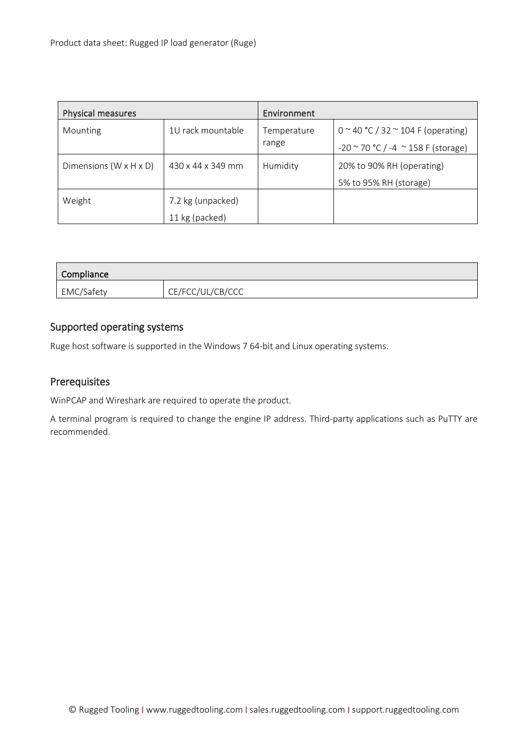| Physical measures | | Environment | |
|---|---|---|---|
| Mounting | 1U rack mountable | Temperature range | 0 ~ 40 °C / 32 ~ 104 F (operating)<br>-20 ~ 70 °C / -4 ~ 158 F (storage) |
| Dimensions (W x H x D) | 430 x 44 x 349 mm | Humidity | 20% to 90% RH (operating)<br>5% to 95% RH (storage) |
| Weight | 7.2 kg (unpacked)<br>11 kg (packed) | | |

| Compliance | |
|---|---|
| EMC/Safety | CE/FCC/UL/CB/CCC |

## Supported operating systems

Ruge host software is supported in the Windows 7 64-bit and Linux operating systems.

## Prerequisites

WinPCAP and Wireshark are required to operate the product.

A terminal program is required to change the engine IP address. Third-party applications such as PuTTY are recommended.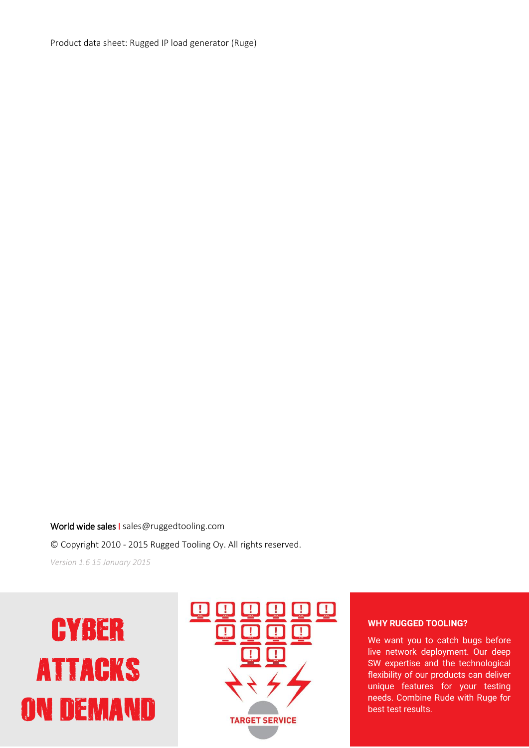Product data sheet: Rugged IP load generator (Ruge)

World wide sales I sales@ruggedtooling.com

© Copyright 2010 - 2015 Rugged Tooling Oy. All rights reserved.

*Version 1.6 15 January 2015*

CYBER ATTACKS ON DEMAND

TARGET SERVICE

**WHY RUGGED TOOLING?**

We want you to catch bugs before live network deployment. Our deep SW expertise and the technological flexibility of our products can deliver unique features for your testing needs. Combine Rude with Ruge for best test results.